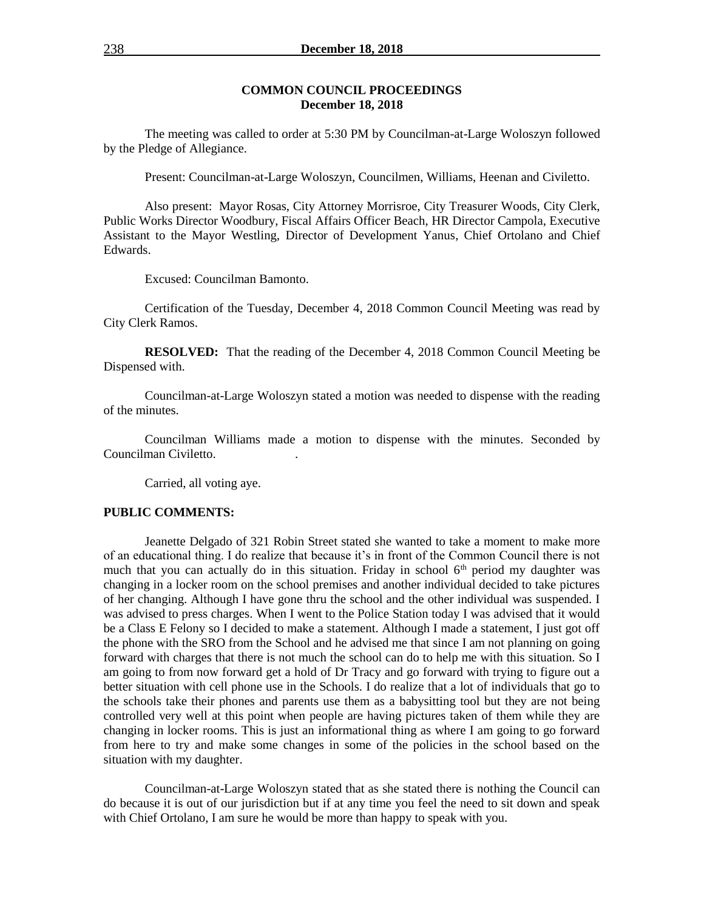## COMMON COUNCIL PROCEEDINGS
## December 18, 2018

The meeting was called to order at 5:30 PM by Councilman-at-Large Woloszyn followed by the Pledge of Allegiance.

Present: Councilman-at-Large Woloszyn, Councilmen, Williams, Heenan and Civiletto.

Also present: Mayor Rosas, City Attorney Morrisroe, City Treasurer Woods, City Clerk, Public Works Director Woodbury, Fiscal Affairs Officer Beach, HR Director Campola, Executive Assistant to the Mayor Westling, Director of Development Yanus, Chief Ortolano and Chief Edwards.

Excused: Councilman Bamonto.

Certification of the Tuesday, December 4, 2018 Common Council Meeting was read by City Clerk Ramos.

**RESOLVED:** That the reading of the December 4, 2018 Common Council Meeting be Dispensed with.

Councilman-at-Large Woloszyn stated a motion was needed to dispense with the reading of the minutes.

Councilman Williams made a motion to dispense with the minutes. Seconded by Councilman Civiletto.

Carried, all voting aye.

**PUBLIC COMMENTS:**

Jeanette Delgado of 321 Robin Street stated she wanted to take a moment to make more of an educational thing. I do realize that because it's in front of the Common Council there is not much that you can actually do in this situation. Friday in school 6th period my daughter was changing in a locker room on the school premises and another individual decided to take pictures of her changing. Although I have gone thru the school and the other individual was suspended. I was advised to press charges. When I went to the Police Station today I was advised that it would be a Class E Felony so I decided to make a statement. Although I made a statement, I just got off the phone with the SRO from the School and he advised me that since I am not planning on going forward with charges that there is not much the school can do to help me with this situation. So I am going to from now forward get a hold of Dr Tracy and go forward with trying to figure out a better situation with cell phone use in the Schools. I do realize that a lot of individuals that go to the schools take their phones and parents use them as a babysitting tool but they are not being controlled very well at this point when people are having pictures taken of them while they are changing in locker rooms. This is just an informational thing as where I am going to go forward from here to try and make some changes in some of the policies in the school based on the situation with my daughter.

Councilman-at-Large Woloszyn stated that as she stated there is nothing the Council can do because it is out of our jurisdiction but if at any time you feel the need to sit down and speak with Chief Ortolano, I am sure he would be more than happy to speak with you.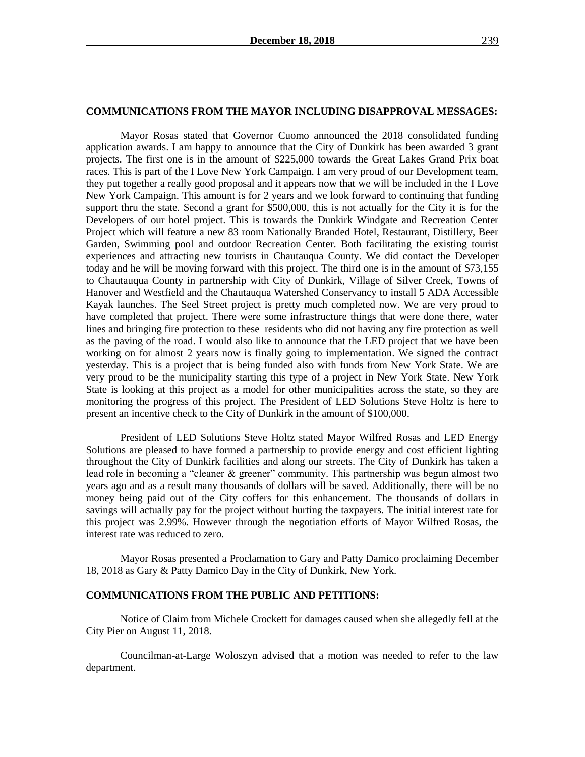## COMMUNICATIONS FROM THE MAYOR INCLUDING DISAPPROVAL MESSAGES:

Mayor Rosas stated that Governor Cuomo announced the 2018 consolidated funding application awards. I am happy to announce that the City of Dunkirk has been awarded 3 grant projects. The first one is in the amount of $225,000 towards the Great Lakes Grand Prix boat races. This is part of the I Love New York Campaign. I am very proud of our Development team, they put together a really good proposal and it appears now that we will be included in the I Love New York Campaign. This amount is for 2 years and we look forward to continuing that funding support thru the state. Second a grant for $500,000, this is not actually for the City it is for the Developers of our hotel project. This is towards the Dunkirk Windgate and Recreation Center Project which will feature a new 83 room Nationally Branded Hotel, Restaurant, Distillery, Beer Garden, Swimming pool and outdoor Recreation Center. Both facilitating the existing tourist experiences and attracting new tourists in Chautauqua County. We did contact the Developer today and he will be moving forward with this project. The third one is in the amount of $73,155 to Chautauqua County in partnership with City of Dunkirk, Village of Silver Creek, Towns of Hanover and Westfield and the Chautauqua Watershed Conservancy to install 5 ADA Accessible Kayak launches. The Seel Street project is pretty much completed now. We are very proud to have completed that project. There were some infrastructure things that were done there, water lines and bringing fire protection to these residents who did not having any fire protection as well as the paving of the road. I would also like to announce that the LED project that we have been working on for almost 2 years now is finally going to implementation. We signed the contract yesterday. This is a project that is being funded also with funds from New York State. We are very proud to be the municipality starting this type of a project in New York State. New York State is looking at this project as a model for other municipalities across the state, so they are monitoring the progress of this project. The President of LED Solutions Steve Holtz is here to present an incentive check to the City of Dunkirk in the amount of $100,000.

President of LED Solutions Steve Holtz stated Mayor Wilfred Rosas and LED Energy Solutions are pleased to have formed a partnership to provide energy and cost efficient lighting throughout the City of Dunkirk facilities and along our streets. The City of Dunkirk has taken a lead role in becoming a "cleaner & greener" community. This partnership was begun almost two years ago and as a result many thousands of dollars will be saved. Additionally, there will be no money being paid out of the City coffers for this enhancement. The thousands of dollars in savings will actually pay for the project without hurting the taxpayers. The initial interest rate for this project was 2.99%. However through the negotiation efforts of Mayor Wilfred Rosas, the interest rate was reduced to zero.

Mayor Rosas presented a Proclamation to Gary and Patty Damico proclaiming December 18, 2018 as Gary & Patty Damico Day in the City of Dunkirk, New York.

## COMMUNICATIONS FROM THE PUBLIC AND PETITIONS:

Notice of Claim from Michele Crockett for damages caused when she allegedly fell at the City Pier on August 11, 2018.

Councilman-at-Large Woloszyn advised that a motion was needed to refer to the law department.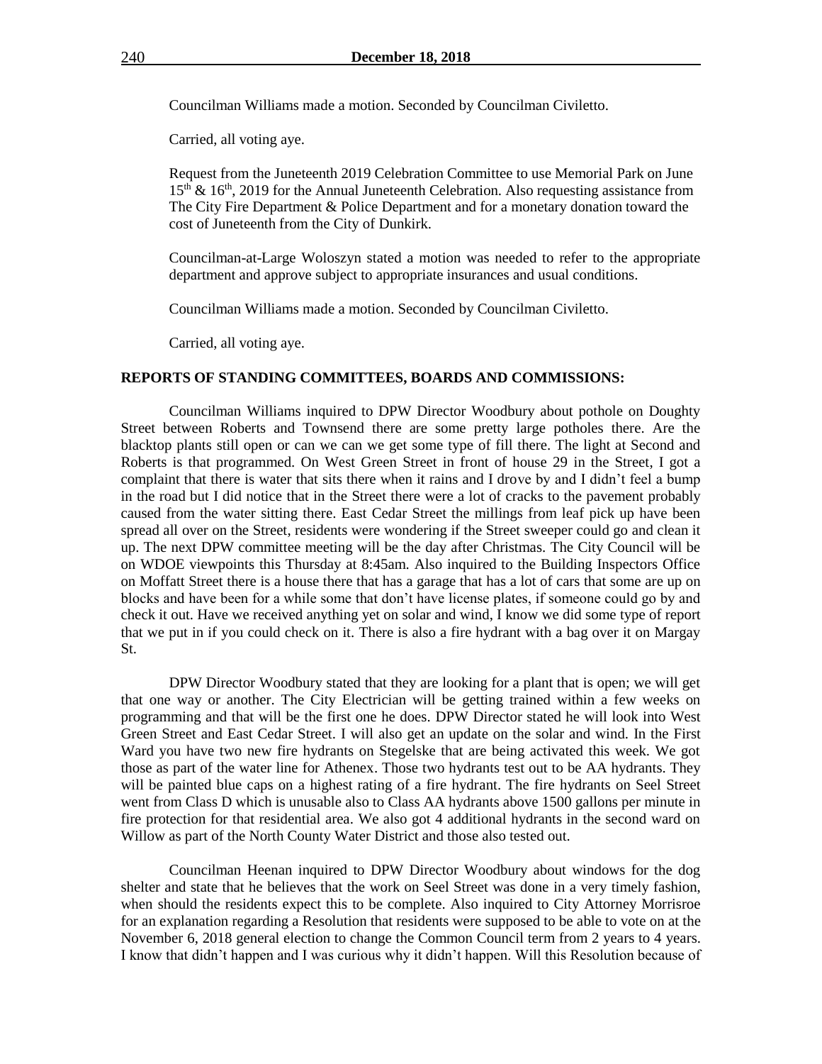Councilman Williams made a motion. Seconded by Councilman Civiletto.

Carried, all voting aye.

Request from the Juneteenth 2019 Celebration Committee to use Memorial Park on June 15th & 16th, 2019 for the Annual Juneteenth Celebration. Also requesting assistance from The City Fire Department & Police Department and for a monetary donation toward the cost of Juneteenth from the City of Dunkirk.

Councilman-at-Large Woloszyn stated a motion was needed to refer to the appropriate department and approve subject to appropriate insurances and usual conditions.

Councilman Williams made a motion. Seconded by Councilman Civiletto.

Carried, all voting aye.

**REPORTS OF STANDING COMMITTEES, BOARDS AND COMMISSIONS:**

Councilman Williams inquired to DPW Director Woodbury about pothole on Doughty Street between Roberts and Townsend there are some pretty large potholes there. Are the blacktop plants still open or can we can we get some type of fill there. The light at Second and Roberts is that programmed. On West Green Street in front of house 29 in the Street, I got a complaint that there is water that sits there when it rains and I drove by and I didn't feel a bump in the road but I did notice that in the Street there were a lot of cracks to the pavement probably caused from the water sitting there. East Cedar Street the millings from leaf pick up have been spread all over on the Street, residents were wondering if the Street sweeper could go and clean it up. The next DPW committee meeting will be the day after Christmas. The City Council will be on WDOE viewpoints this Thursday at 8:45am. Also inquired to the Building Inspectors Office on Moffatt Street there is a house there that has a garage that has a lot of cars that some are up on blocks and have been for a while some that don't have license plates, if someone could go by and check it out. Have we received anything yet on solar and wind, I know we did some type of report that we put in if you could check on it. There is also a fire hydrant with a bag over it on Margay St.

DPW Director Woodbury stated that they are looking for a plant that is open; we will get that one way or another. The City Electrician will be getting trained within a few weeks on programming and that will be the first one he does. DPW Director stated he will look into West Green Street and East Cedar Street. I will also get an update on the solar and wind. In the First Ward you have two new fire hydrants on Stegelske that are being activated this week. We got those as part of the water line for Athenex. Those two hydrants test out to be AA hydrants. They will be painted blue caps on a highest rating of a fire hydrant. The fire hydrants on Seel Street went from Class D which is unusable also to Class AA hydrants above 1500 gallons per minute in fire protection for that residential area. We also got 4 additional hydrants in the second ward on Willow as part of the North County Water District and those also tested out.

Councilman Heenan inquired to DPW Director Woodbury about windows for the dog shelter and state that he believes that the work on Seel Street was done in a very timely fashion, when should the residents expect this to be complete. Also inquired to City Attorney Morrisroe for an explanation regarding a Resolution that residents were supposed to be able to vote on at the November 6, 2018 general election to change the Common Council term from 2 years to 4 years. I know that didn't happen and I was curious why it didn't happen. Will this Resolution because of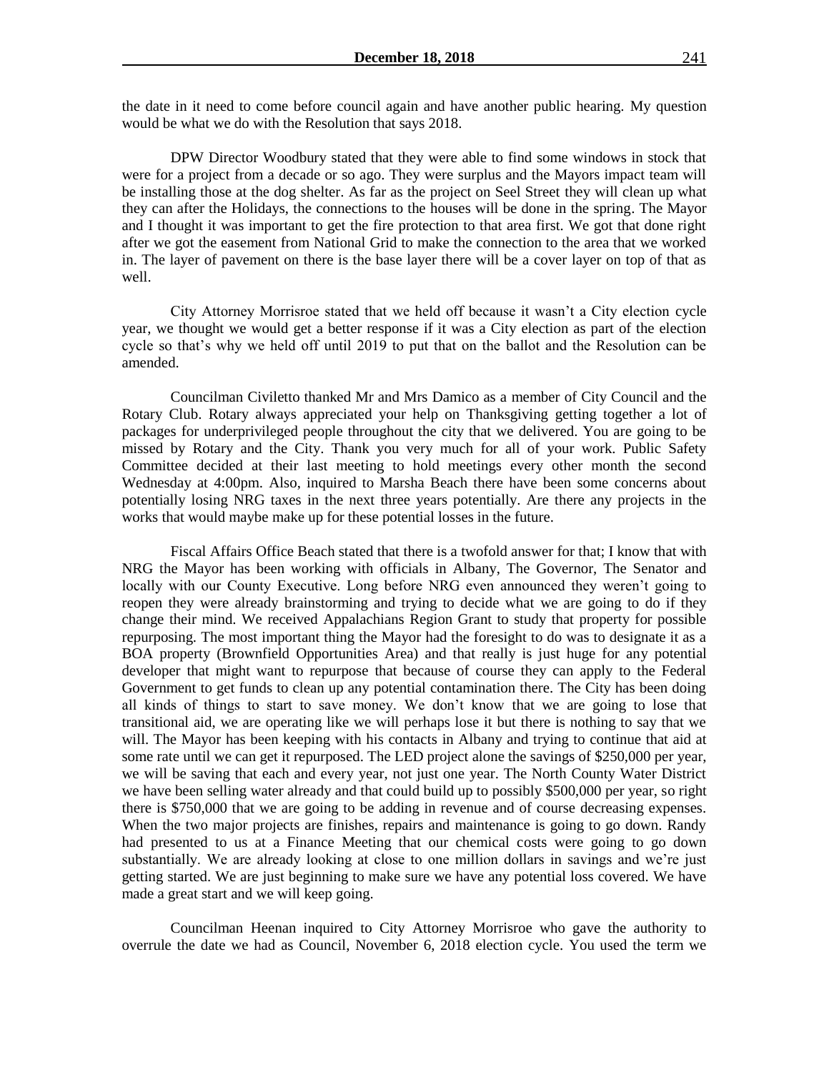the date in it need to come before council again and have another public hearing. My question would be what we do with the Resolution that says 2018.

DPW Director Woodbury stated that they were able to find some windows in stock that were for a project from a decade or so ago. They were surplus and the Mayors impact team will be installing those at the dog shelter. As far as the project on Seel Street they will clean up what they can after the Holidays, the connections to the houses will be done in the spring. The Mayor and I thought it was important to get the fire protection to that area first. We got that done right after we got the easement from National Grid to make the connection to the area that we worked in. The layer of pavement on there is the base layer there will be a cover layer on top of that as well.

City Attorney Morrisroe stated that we held off because it wasn't a City election cycle year, we thought we would get a better response if it was a City election as part of the election cycle so that's why we held off until 2019 to put that on the ballot and the Resolution can be amended.

Councilman Civiletto thanked Mr and Mrs Damico as a member of City Council and the Rotary Club. Rotary always appreciated your help on Thanksgiving getting together a lot of packages for underprivileged people throughout the city that we delivered. You are going to be missed by Rotary and the City. Thank you very much for all of your work. Public Safety Committee decided at their last meeting to hold meetings every other month the second Wednesday at 4:00pm. Also, inquired to Marsha Beach there have been some concerns about potentially losing NRG taxes in the next three years potentially. Are there any projects in the works that would maybe make up for these potential losses in the future.

Fiscal Affairs Office Beach stated that there is a twofold answer for that; I know that with NRG the Mayor has been working with officials in Albany, The Governor, The Senator and locally with our County Executive. Long before NRG even announced they weren't going to reopen they were already brainstorming and trying to decide what we are going to do if they change their mind. We received Appalachians Region Grant to study that property for possible repurposing. The most important thing the Mayor had the foresight to do was to designate it as a BOA property (Brownfield Opportunities Area) and that really is just huge for any potential developer that might want to repurpose that because of course they can apply to the Federal Government to get funds to clean up any potential contamination there. The City has been doing all kinds of things to start to save money. We don't know that we are going to lose that transitional aid, we are operating like we will perhaps lose it but there is nothing to say that we will. The Mayor has been keeping with his contacts in Albany and trying to continue that aid at some rate until we can get it repurposed. The LED project alone the savings of $250,000 per year, we will be saving that each and every year, not just one year. The North County Water District we have been selling water already and that could build up to possibly $500,000 per year, so right there is $750,000 that we are going to be adding in revenue and of course decreasing expenses. When the two major projects are finishes, repairs and maintenance is going to go down. Randy had presented to us at a Finance Meeting that our chemical costs were going to go down substantially. We are already looking at close to one million dollars in savings and we're just getting started. We are just beginning to make sure we have any potential loss covered. We have made a great start and we will keep going.

Councilman Heenan inquired to City Attorney Morrisroe who gave the authority to overrule the date we had as Council, November 6, 2018 election cycle. You used the term we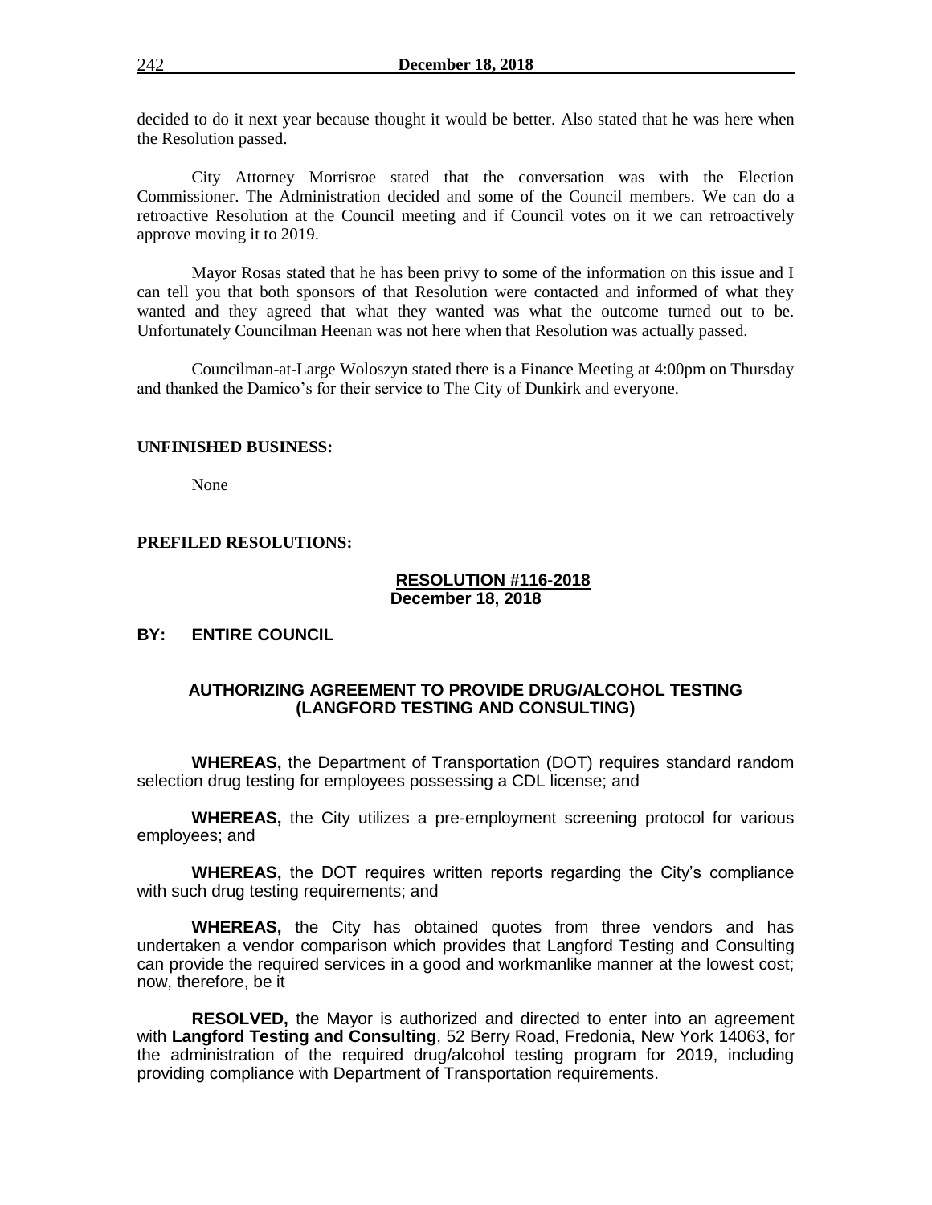decided to do it next year because thought it would be better. Also stated that he was here when the Resolution passed.

City Attorney Morrisroe stated that the conversation was with the Election Commissioner. The Administration decided and some of the Council members. We can do a retroactive Resolution at the Council meeting and if Council votes on it we can retroactively approve moving it to 2019.

Mayor Rosas stated that he has been privy to some of the information on this issue and I can tell you that both sponsors of that Resolution were contacted and informed of what they wanted and they agreed that what they wanted was what the outcome turned out to be. Unfortunately Councilman Heenan was not here when that Resolution was actually passed.

Councilman-at-Large Woloszyn stated there is a Finance Meeting at 4:00pm on Thursday and thanked the Damico's for their service to The City of Dunkirk and everyone.

**UNFINISHED BUSINESS:**

None

**PREFILED RESOLUTIONS:**

**RESOLUTION #116-2018**
**December 18, 2018**

**BY: ENTIRE COUNCIL**

**AUTHORIZING AGREEMENT TO PROVIDE DRUG/ALCOHOL TESTING (LANGFORD TESTING AND CONSULTING)**

**WHEREAS,** the Department of Transportation (DOT) requires standard random selection drug testing for employees possessing a CDL license; and

**WHEREAS,** the City utilizes a pre-employment screening protocol for various employees; and

**WHEREAS,** the DOT requires written reports regarding the City's compliance with such drug testing requirements; and

**WHEREAS,** the City has obtained quotes from three vendors and has undertaken a vendor comparison which provides that Langford Testing and Consulting can provide the required services in a good and workmanlike manner at the lowest cost; now, therefore, be it

**RESOLVED,** the Mayor is authorized and directed to enter into an agreement with **Langford Testing and Consulting**, 52 Berry Road, Fredonia, New York 14063, for the administration of the required drug/alcohol testing program for 2019, including providing compliance with Department of Transportation requirements.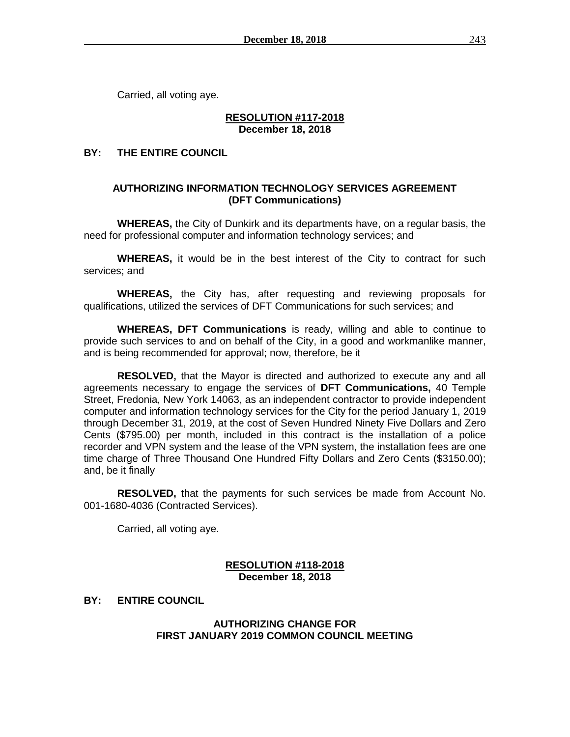Carried, all voting aye.

**RESOLUTION #117-2018**
**December 18, 2018**

**BY: THE ENTIRE COUNCIL**

**AUTHORIZING INFORMATION TECHNOLOGY SERVICES AGREEMENT**
**(DFT Communications)**

**WHEREAS,** the City of Dunkirk and its departments have, on a regular basis, the need for professional computer and information technology services; and

**WHEREAS,** it would be in the best interest of the City to contract for such services; and

**WHEREAS,** the City has, after requesting and reviewing proposals for qualifications, utilized the services of DFT Communications for such services; and

**WHEREAS, DFT Communications** is ready, willing and able to continue to provide such services to and on behalf of the City, in a good and workmanlike manner, and is being recommended for approval; now, therefore, be it

**RESOLVED,** that the Mayor is directed and authorized to execute any and all agreements necessary to engage the services of **DFT Communications,** 40 Temple Street, Fredonia, New York 14063, as an independent contractor to provide independent computer and information technology services for the City for the period January 1, 2019 through December 31, 2019, at the cost of Seven Hundred Ninety Five Dollars and Zero Cents ($795.00) per month, included in this contract is the installation of a police recorder and VPN system and the lease of the VPN system, the installation fees are one time charge of Three Thousand One Hundred Fifty Dollars and Zero Cents ($3150.00); and, be it finally

**RESOLVED,** that the payments for such services be made from Account No. 001-1680-4036 (Contracted Services).

Carried, all voting aye.

**RESOLUTION #118-2018**
**December 18, 2018**

**BY: ENTIRE COUNCIL**

**AUTHORIZING CHANGE FOR**
**FIRST JANUARY 2019 COMMON COUNCIL MEETING**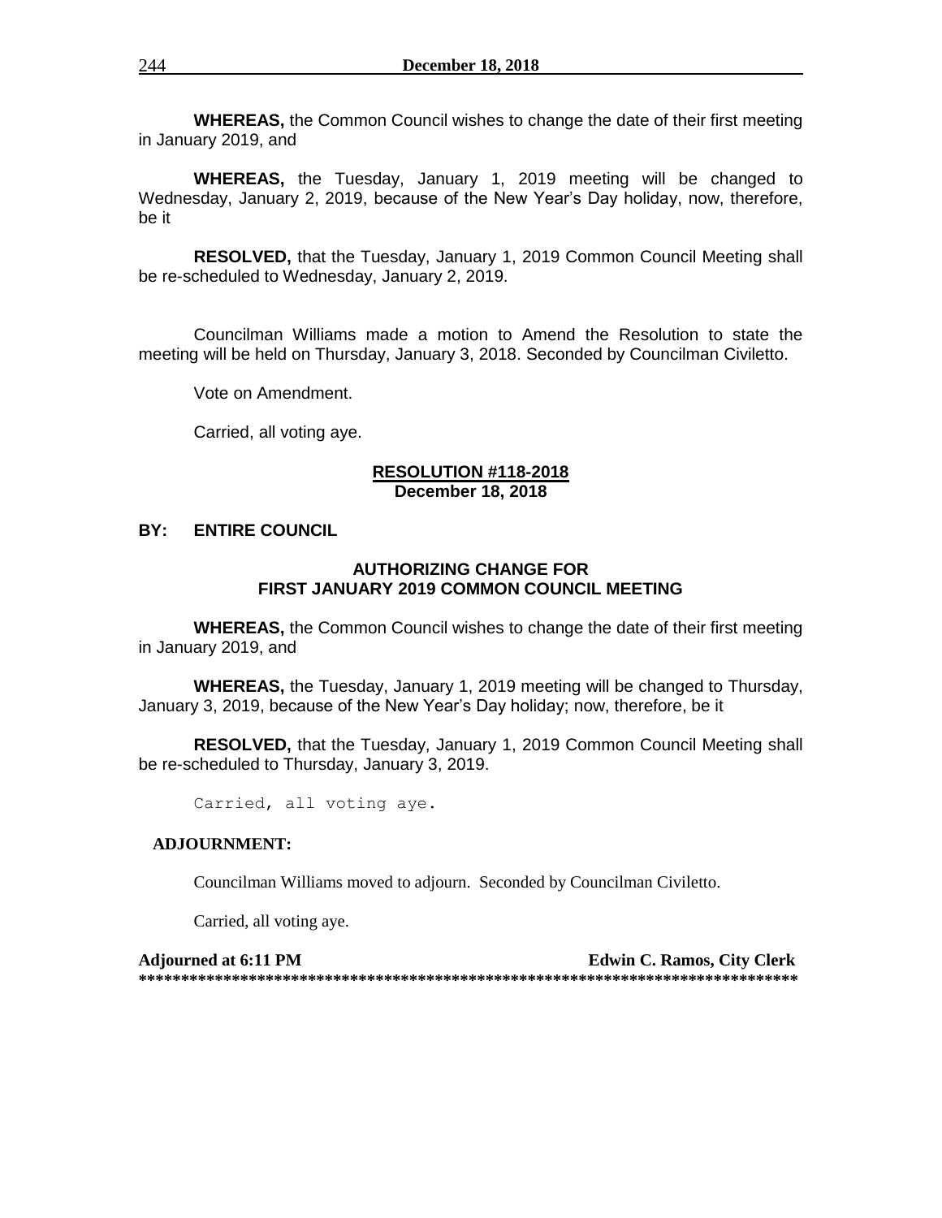**WHEREAS,** the Common Council wishes to change the date of their first meeting in January 2019, and

**WHEREAS,** the Tuesday, January 1, 2019 meeting will be changed to Wednesday, January 2, 2019, because of the New Year's Day holiday, now, therefore, be it

**RESOLVED,** that the Tuesday, January 1, 2019 Common Council Meeting shall be re-scheduled to Wednesday, January 2, 2019.

Councilman Williams made a motion to Amend the Resolution to state the meeting will be held on Thursday, January 3, 2018. Seconded by Councilman Civiletto.

Vote on Amendment.

Carried, all voting aye.

**RESOLUTION #118-2018**
**December 18, 2018**

**BY: ENTIRE COUNCIL**

**AUTHORIZING CHANGE FOR FIRST JANUARY 2019 COMMON COUNCIL MEETING**

**WHEREAS,** the Common Council wishes to change the date of their first meeting in January 2019, and

**WHEREAS,** the Tuesday, January 1, 2019 meeting will be changed to Thursday, January 3, 2019, because of the New Year's Day holiday; now, therefore, be it

**RESOLVED,** that the Tuesday, January 1, 2019 Common Council Meeting shall be re-scheduled to Thursday, January 3, 2019.

Carried, all voting aye.

**ADJOURNMENT:**

Councilman Williams moved to adjourn. Seconded by Councilman Civiletto.

Carried, all voting aye.

**Adjourned at 6:11 PM** **Edwin C. Ramos, City Clerk**

********************************************************************************